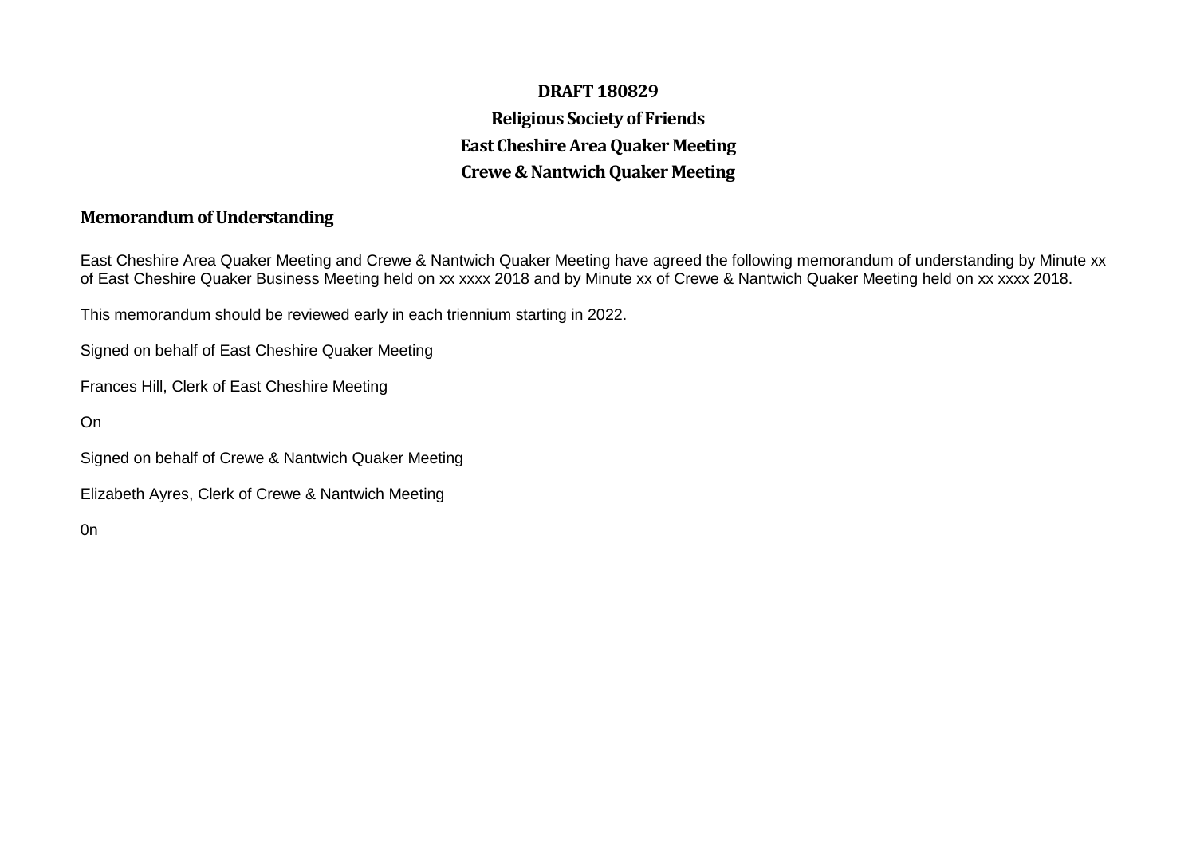**DRAFT 180829**

**Religious Society of Friends**

**East Cheshire Area Quaker Meeting**

**Crewe & Nantwich Quaker Meeting**

## Memorandum of Understanding

East Cheshire Area Quaker Meeting and Crewe & Nantwich Quaker Meeting have agreed the following memorandum of understanding by Minute xx of East Cheshire Quaker Business Meeting held on xx xxxx 2018 and by Minute xx of Crewe & Nantwich Quaker Meeting held on xx xxxx 2018.

This memorandum should be reviewed early in each triennium starting in 2022.

Signed on behalf of East Cheshire Quaker Meeting

Frances Hill, Clerk of East Cheshire Meeting

On

Signed on behalf of Crewe & Nantwich Quaker Meeting

Elizabeth Ayres, Clerk of Crewe & Nantwich Meeting

0n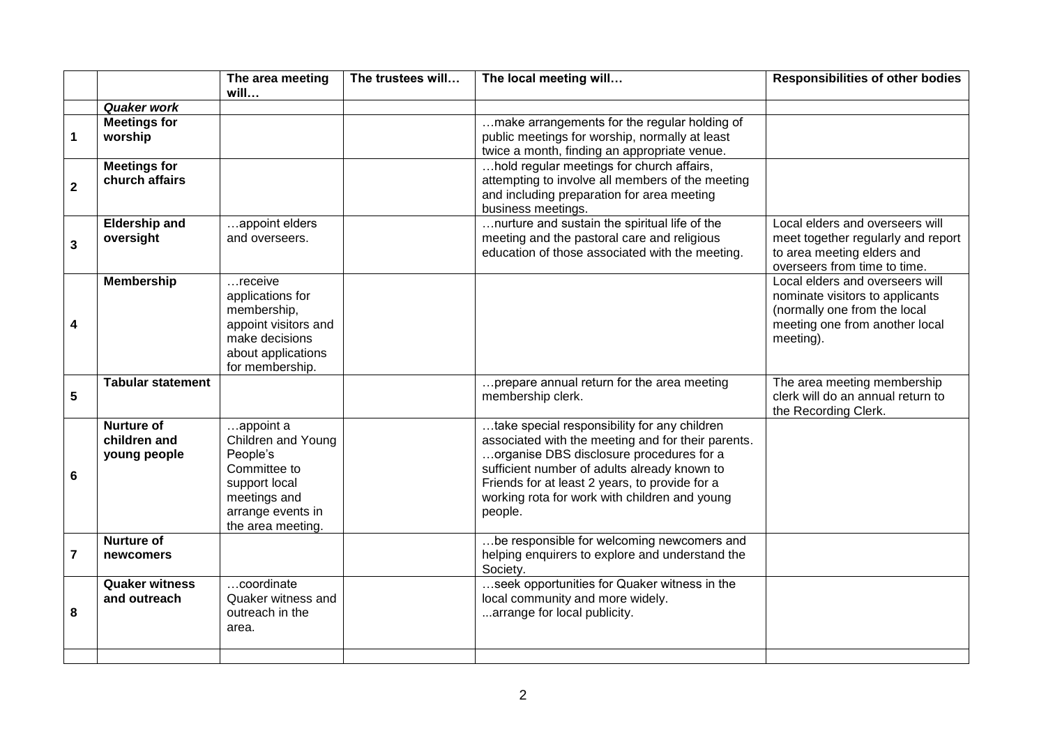| | | The area meeting will… | The trustees will… | The local meeting will… | Responsibilities of other bodies |
|---|---|---|---|---|---|
| | ***Quaker work*** | | | | |
| **1** | **Meetings for worship** | | | …make arrangements for the regular holding of public meetings for worship, normally at least twice a month, finding an appropriate venue. | |
| **2** | **Meetings for church affairs** | | | …hold regular meetings for church affairs, attempting to involve all members of the meeting and including preparation for area meeting business meetings. | |
| **3** | **Eldership and oversight** | …appoint elders and overseers. | | …nurture and sustain the spiritual life of the meeting and the pastoral care and religious education of those associated with the meeting. | Local elders and overseers will meet together regularly and report to area meeting elders and overseers from time to time. |
| **4** | **Membership** | …receive applications for membership, appoint visitors and make decisions about applications for membership. | | | Local elders and overseers will nominate visitors to applicants (normally one from the local meeting one from another local meeting). |
| **5** | **Tabular statement** | | | …prepare annual return for the area meeting membership clerk. | The area meeting membership clerk will do an annual return to the Recording Clerk. |
| **6** | **Nurture of children and young people** | …appoint a Children and Young People's Committee to support local meetings and arrange events in the area meeting. | | …take special responsibility for any children associated with the meeting and for their parents. …organise DBS disclosure procedures for a sufficient number of adults already known to Friends for at least 2 years, to provide for a working rota for work with children and young people. | |
| **7** | **Nurture of newcomers** | | | …be responsible for welcoming newcomers and helping enquirers to explore and understand the Society. | |
| **8** | **Quaker witness and outreach** | …coordinate Quaker witness and outreach in the area. | | …seek opportunities for Quaker witness in the local community and more widely. ...arrange for local publicity. | |
| | | | | | |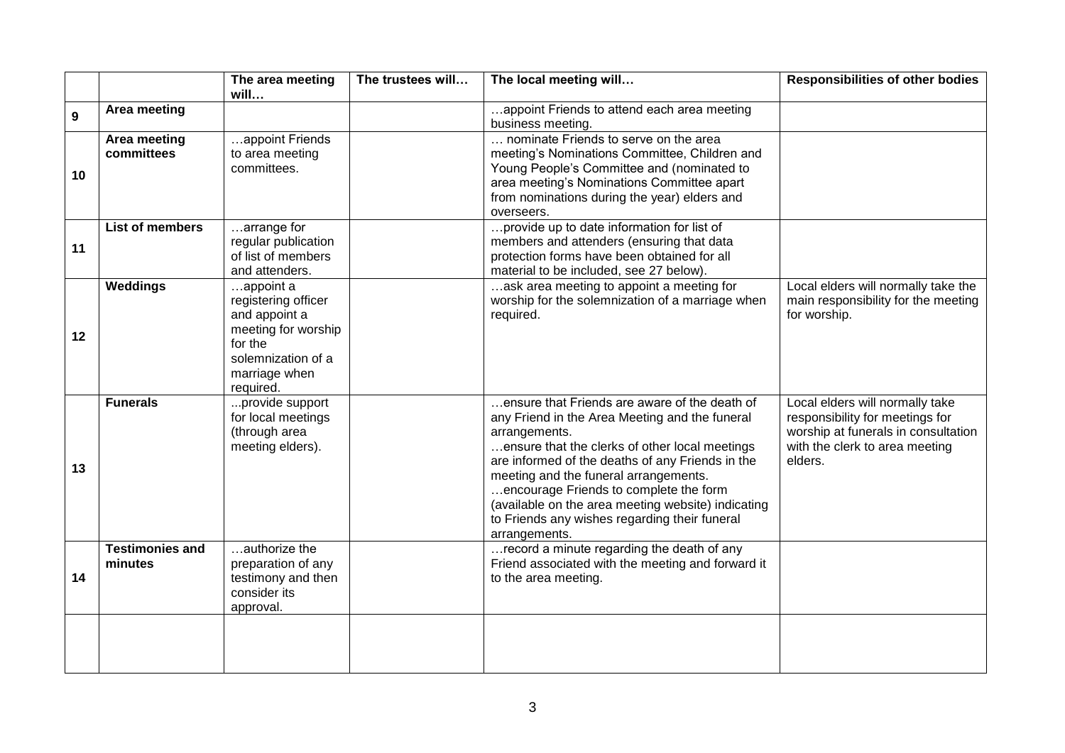| | | The area meeting will… | The trustees will… | The local meeting will… | Responsibilities of other bodies |
|---|---|---|---|---|---|
| 9 | **Area meeting** | | | …appoint Friends to attend each area meeting business meeting. | |
| 10 | **Area meeting committees** | …appoint Friends to area meeting committees. | | … nominate Friends to serve on the area meeting's Nominations Committee, Children and Young People's Committee and (nominated to area meeting's Nominations Committee apart from nominations during the year) elders and overseers. | |
| 11 | **List of members** | …arrange for regular publication of list of members and attenders. | | …provide up to date information for list of members and attenders (ensuring that data protection forms have been obtained for all material to be included, see 27 below). | |
| 12 | **Weddings** | …appoint a registering officer and appoint a meeting for worship for the solemnization of a marriage when required. | | …ask area meeting to appoint a meeting for worship for the solemnization of a marriage when required. | Local elders will normally take the main responsibility for the meeting for worship. |
| 13 | **Funerals** | ...provide support for local meetings (through area meeting elders). | | …ensure that Friends are aware of the death of any Friend in the Area Meeting and the funeral arrangements.<br>…ensure that the clerks of other local meetings are informed of the deaths of any Friends in the meeting and the funeral arrangements.<br>…encourage Friends to complete the form (available on the area meeting website) indicating to Friends any wishes regarding their funeral arrangements. | Local elders will normally take responsibility for meetings for worship at funerals in consultation with the clerk to area meeting elders. |
| 14 | **Testimonies and minutes** | …authorize the preparation of any testimony and then consider its approval. | | …record a minute regarding the death of any Friend associated with the meeting and forward it to the area meeting. | |
| | | | | | |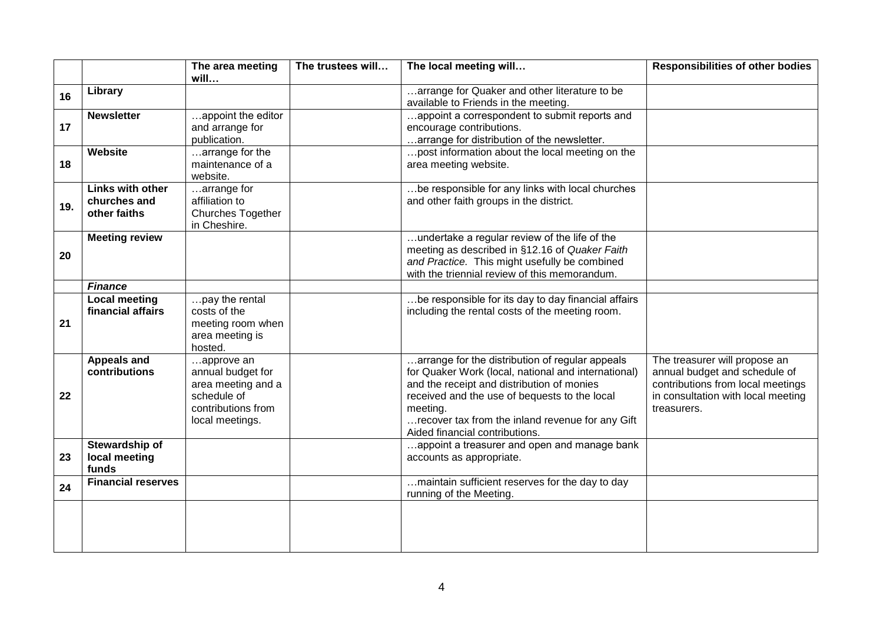| | | The area meeting will… | The trustees will… | The local meeting will… | Responsibilities of other bodies |
|---|---|---|---|---|---|
| 16 | **Library** | | | …arrange for Quaker and other literature to be available to Friends in the meeting. | |
| 17 | **Newsletter** | …appoint the editor and arrange for publication. | | …appoint a correspondent to submit reports and encourage contributions.<br>…arrange for distribution of the newsletter. | |
| 18 | **Website** | …arrange for the maintenance of a website. | | …post information about the local meeting on the area meeting website. | |
| 19. | **Links with other churches and other faiths** | …arrange for affiliation to Churches Together in Cheshire. | | …be responsible for any links with local churches and other faith groups in the district. | |
| 20 | **Meeting review** | | | …undertake a regular review of the life of the meeting as described in §12.16 of *Quaker Faith and Practice*. This might usefully be combined with the triennial review of this memorandum. | |
| | ***Finance*** | | | | |
| 21 | **Local meeting financial affairs** | …pay the rental costs of the meeting room when area meeting is hosted. | | …be responsible for its day to day financial affairs including the rental costs of the meeting room. | |
| 22 | **Appeals and contributions** | …approve an annual budget for area meeting and a schedule of contributions from local meetings. | | …arrange for the distribution of regular appeals for Quaker Work (local, national and international) and the receipt and distribution of monies received and the use of bequests to the local meeting.<br>…recover tax from the inland revenue for any Gift Aided financial contributions. | The treasurer will propose an annual budget and schedule of contributions from local meetings in consultation with local meeting treasurers. |
| 23 | **Stewardship of local meeting funds** | | | …appoint a treasurer and open and manage bank accounts as appropriate. | |
| 24 | **Financial reserves** | | | …maintain sufficient reserves for the day to day running of the Meeting. | |
| | | | | | |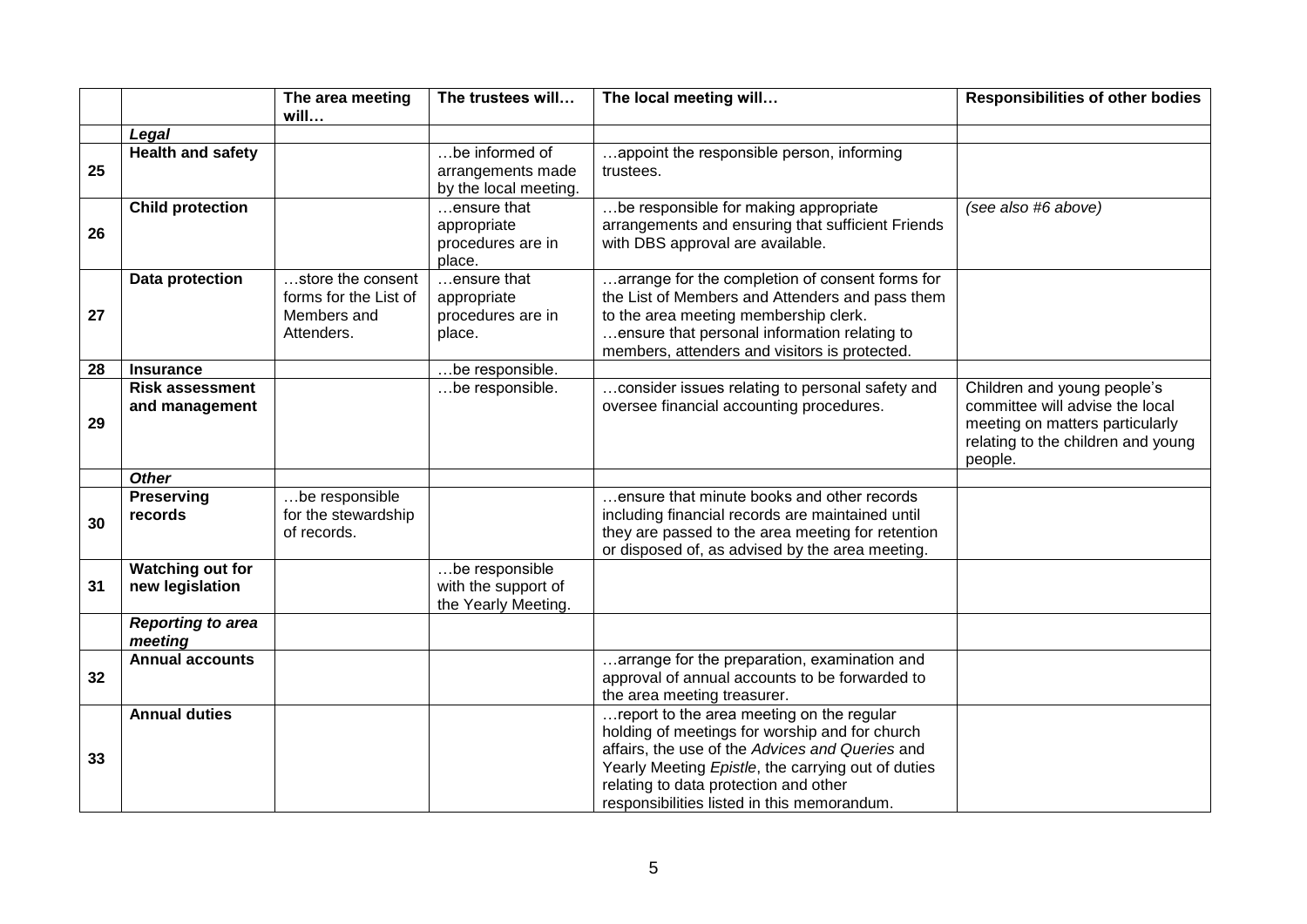| | | The area meeting will… | The trustees will… | The local meeting will… | Responsibilities of other bodies |
|---|---|---|---|---|---|
| | ***Legal*** | | | | |
| 25 | **Health and safety** | | …be informed of arrangements made by the local meeting. | …appoint the responsible person, informing trustees. | |
| 26 | **Child protection** | | …ensure that appropriate procedures are in place. | …be responsible for making appropriate arrangements and ensuring that sufficient Friends with DBS approval are available. | *(see also #6 above)* |
| 27 | **Data protection** | …store the consent forms for the List of Members and Attenders. | …ensure that appropriate procedures are in place. | …arrange for the completion of consent forms for the List of Members and Attenders and pass them to the area meeting membership clerk. …ensure that personal information relating to members, attenders and visitors is protected. | |
| 28 | **Insurance** | | …be responsible. | | |
| 29 | **Risk assessment and management** | | …be responsible. | …consider issues relating to personal safety and oversee financial accounting procedures. | Children and young people's committee will advise the local meeting on matters particularly relating to the children and young people. |
| | ***Other*** | | | | |
| 30 | **Preserving records** | …be responsible for the stewardship of records. | | …ensure that minute books and other records including financial records are maintained until they are passed to the area meeting for retention or disposed of, as advised by the area meeting. | |
| 31 | **Watching out for new legislation** | | …be responsible with the support of the Yearly Meeting. | | |
| | ***Reporting to area meeting*** | | | | |
| 32 | **Annual accounts** | | | …arrange for the preparation, examination and approval of annual accounts to be forwarded to the area meeting treasurer. | |
| 33 | **Annual duties** | | | …report to the area meeting on the regular holding of meetings for worship and for church affairs, the use of the *Advices and Queries* and Yearly Meeting *Epistle*, the carrying out of duties relating to data protection and other responsibilities listed in this memorandum. | |